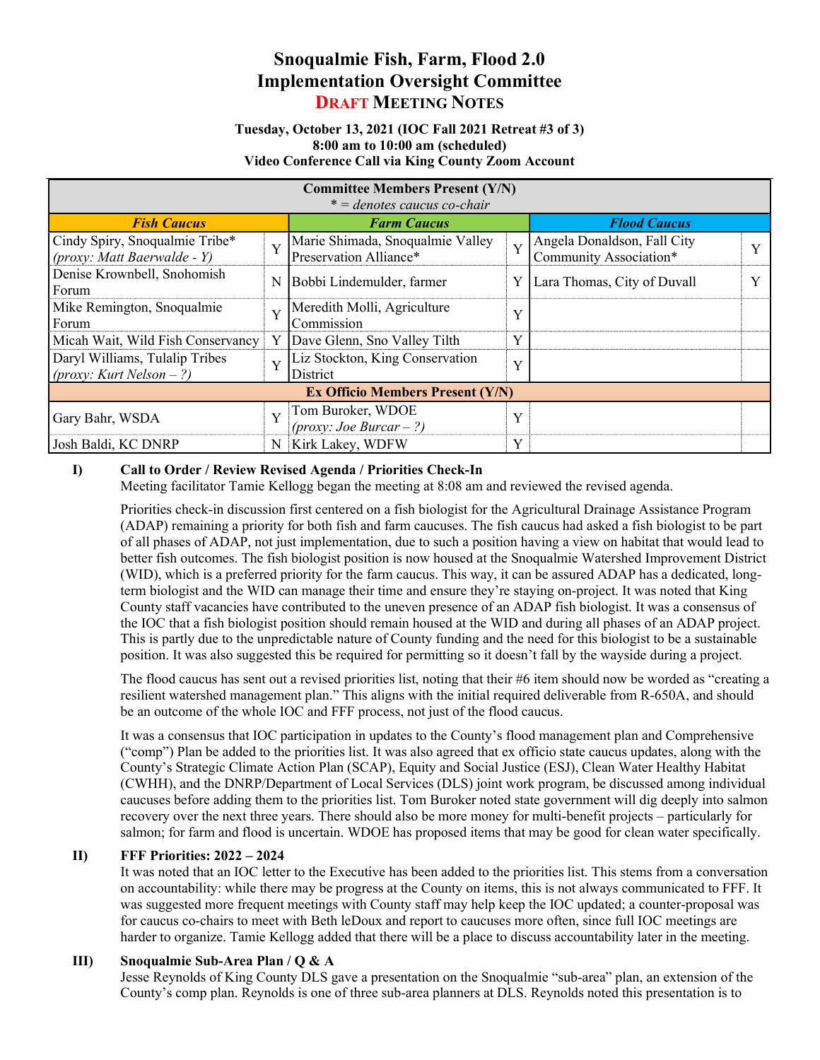# Snoqualmie Fish, Farm, Flood 2.0
# Implementation Oversight Committee
## DRAFT MEETING NOTES

**Tuesday, October 13, 2021 (IOC Fall 2021 Retreat #3 of 3)**
**8:00 am to 10:00 am (scheduled)**
**Video Conference Call via King County Zoom Account**

| **Committee Members Present (Y/N)** *\* = denotes caucus co-chair* | | | | | |
|---|---|---|---|---|---|
| ***Fish Caucus*** | | ***Farm Caucus*** | | ***Flood Caucus*** | |
| Cindy Spiry, Snoqualmie Tribe* *(proxy: Matt Baerwalde - Y)* | Y | Marie Shimada, Snoqualmie Valley Preservation Alliance* | Y | Angela Donaldson, Fall City Community Association* | Y |
| Denise Krownbell, Snohomish Forum | N | Bobbi Lindemulder, farmer | Y | Lara Thomas, City of Duvall | Y |
| Mike Remington, Snoqualmie Forum | Y | Meredith Molli, Agriculture Commission | Y | | |
| Micah Wait, Wild Fish Conservancy | Y | Dave Glenn, Sno Valley Tilth | Y | | |
| Daryl Williams, Tulalip Tribes *(proxy: Kurt Nelson – ?)* | Y | Liz Stockton, King Conservation District | Y | | |
| **Ex Officio Members Present (Y/N)** | | | | | |
| Gary Bahr, WSDA | Y | Tom Buroker, WDOE *(proxy: Joe Burcar – ?)* | Y | | |
| Josh Baldi, KC DNRP | N | Kirk Lakey, WDFW | Y | | |

**I) Call to Order / Review Revised Agenda / Priorities Check-In**

Meeting facilitator Tamie Kellogg began the meeting at 8:08 am and reviewed the revised agenda.

Priorities check-in discussion first centered on a fish biologist for the Agricultural Drainage Assistance Program (ADAP) remaining a priority for both fish and farm caucuses. The fish caucus had asked a fish biologist to be part of all phases of ADAP, not just implementation, due to such a position having a view on habitat that would lead to better fish outcomes. The fish biologist position is now housed at the Snoqualmie Watershed Improvement District (WID), which is a preferred priority for the farm caucus. This way, it can be assured ADAP has a dedicated, long-term biologist and the WID can manage their time and ensure they're staying on-project. It was noted that King County staff vacancies have contributed to the uneven presence of an ADAP fish biologist. It was a consensus of the IOC that a fish biologist position should remain housed at the WID and during all phases of an ADAP project. This is partly due to the unpredictable nature of County funding and the need for this biologist to be a sustainable position. It was also suggested this be required for permitting so it doesn't fall by the wayside during a project.

The flood caucus has sent out a revised priorities list, noting that their #6 item should now be worded as "creating a resilient watershed management plan." This aligns with the initial required deliverable from R-650A, and should be an outcome of the whole IOC and FFF process, not just of the flood caucus.

It was a consensus that IOC participation in updates to the County's flood management plan and Comprehensive ("comp") Plan be added to the priorities list. It was also agreed that ex officio state caucus updates, along with the County's Strategic Climate Action Plan (SCAP), Equity and Social Justice (ESJ), Clean Water Healthy Habitat (CWHH), and the DNRP/Department of Local Services (DLS) joint work program, be discussed among individual caucuses before adding them to the priorities list. Tom Buroker noted state government will dig deeply into salmon recovery over the next three years. There should also be more money for multi-benefit projects – particularly for salmon; for farm and flood is uncertain. WDOE has proposed items that may be good for clean water specifically.

**II) FFF Priorities: 2022 – 2024**

It was noted that an IOC letter to the Executive has been added to the priorities list. This stems from a conversation on accountability: while there may be progress at the County on items, this is not always communicated to FFF. It was suggested more frequent meetings with County staff may help keep the IOC updated; a counter-proposal was for caucus co-chairs to meet with Beth leDoux and report to caucuses more often, since full IOC meetings are harder to organize. Tamie Kellogg added that there will be a place to discuss accountability later in the meeting.

**III) Snoqualmie Sub-Area Plan / Q & A**

Jesse Reynolds of King County DLS gave a presentation on the Snoqualmie "sub-area" plan, an extension of the County's comp plan. Reynolds is one of three sub-area planners at DLS. Reynolds noted this presentation is to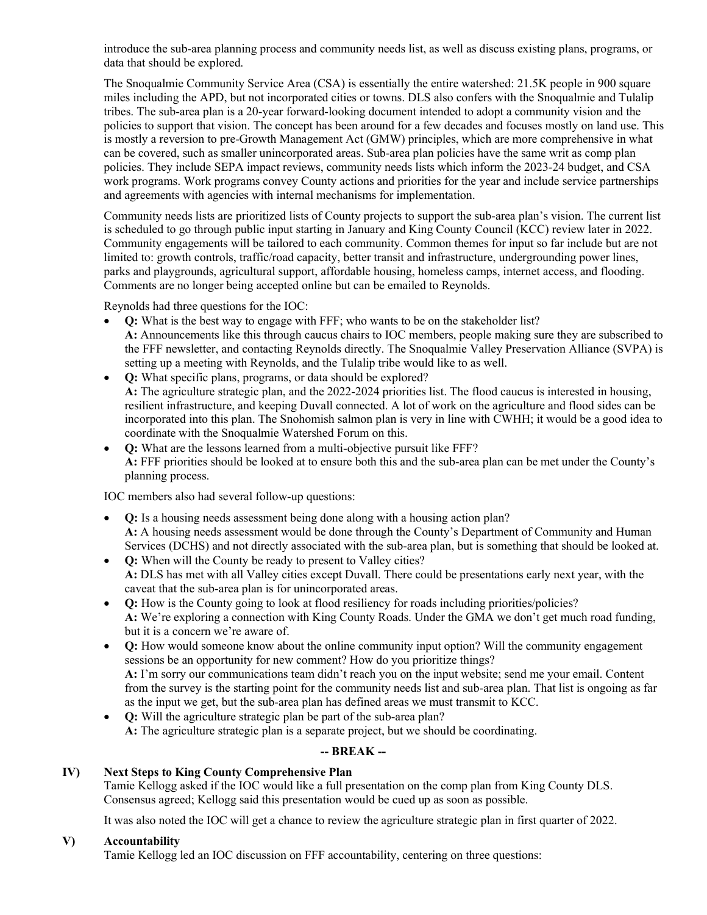introduce the sub-area planning process and community needs list, as well as discuss existing plans, programs, or data that should be explored.

The Snoqualmie Community Service Area (CSA) is essentially the entire watershed: 21.5K people in 900 square miles including the APD, but not incorporated cities or towns. DLS also confers with the Snoqualmie and Tulalip tribes. The sub-area plan is a 20-year forward-looking document intended to adopt a community vision and the policies to support that vision. The concept has been around for a few decades and focuses mostly on land use. This is mostly a reversion to pre-Growth Management Act (GMW) principles, which are more comprehensive in what can be covered, such as smaller unincorporated areas. Sub-area plan policies have the same writ as comp plan policies. They include SEPA impact reviews, community needs lists which inform the 2023-24 budget, and CSA work programs. Work programs convey County actions and priorities for the year and include service partnerships and agreements with agencies with internal mechanisms for implementation.

Community needs lists are prioritized lists of County projects to support the sub-area plan's vision. The current list is scheduled to go through public input starting in January and King County Council (KCC) review later in 2022. Community engagements will be tailored to each community. Common themes for input so far include but are not limited to: growth controls, traffic/road capacity, better transit and infrastructure, undergrounding power lines, parks and playgrounds, agricultural support, affordable housing, homeless camps, internet access, and flooding. Comments are no longer being accepted online but can be emailed to Reynolds.

Reynolds had three questions for the IOC:

- **Q:** What is the best way to engage with FFF; who wants to be on the stakeholder list?
  **A:** Announcements like this through caucus chairs to IOC members, people making sure they are subscribed to the FFF newsletter, and contacting Reynolds directly. The Snoqualmie Valley Preservation Alliance (SVPA) is setting up a meeting with Reynolds, and the Tulalip tribe would like to as well.
- **Q:** What specific plans, programs, or data should be explored?
  **A:** The agriculture strategic plan, and the 2022-2024 priorities list. The flood caucus is interested in housing, resilient infrastructure, and keeping Duvall connected. A lot of work on the agriculture and flood sides can be incorporated into this plan. The Snohomish salmon plan is very in line with CWHH; it would be a good idea to coordinate with the Snoqualmie Watershed Forum on this.
- **Q:** What are the lessons learned from a multi-objective pursuit like FFF?
  **A:** FFF priorities should be looked at to ensure both this and the sub-area plan can be met under the County's planning process.

IOC members also had several follow-up questions:

- **Q:** Is a housing needs assessment being done along with a housing action plan?
  **A:** A housing needs assessment would be done through the County's Department of Community and Human Services (DCHS) and not directly associated with the sub-area plan, but is something that should be looked at.
- **Q:** When will the County be ready to present to Valley cities?
  **A:** DLS has met with all Valley cities except Duvall. There could be presentations early next year, with the caveat that the sub-area plan is for unincorporated areas.
- **Q:** How is the County going to look at flood resiliency for roads including priorities/policies?
  **A:** We're exploring a connection with King County Roads. Under the GMA we don't get much road funding, but it is a concern we're aware of.
- **Q:** How would someone know about the online community input option? Will the community engagement sessions be an opportunity for new comment? How do you prioritize things?
  **A:** I'm sorry our communications team didn't reach you on the input website; send me your email. Content from the survey is the starting point for the community needs list and sub-area plan. That list is ongoing as far as the input we get, but the sub-area plan has defined areas we must transmit to KCC.
- **Q:** Will the agriculture strategic plan be part of the sub-area plan?
  **A:** The agriculture strategic plan is a separate project, but we should be coordinating.

**-- BREAK --**

## IV) Next Steps to King County Comprehensive Plan

Tamie Kellogg asked if the IOC would like a full presentation on the comp plan from King County DLS. Consensus agreed; Kellogg said this presentation would be cued up as soon as possible.

It was also noted the IOC will get a chance to review the agriculture strategic plan in first quarter of 2022.

## V) Accountability

Tamie Kellogg led an IOC discussion on FFF accountability, centering on three questions: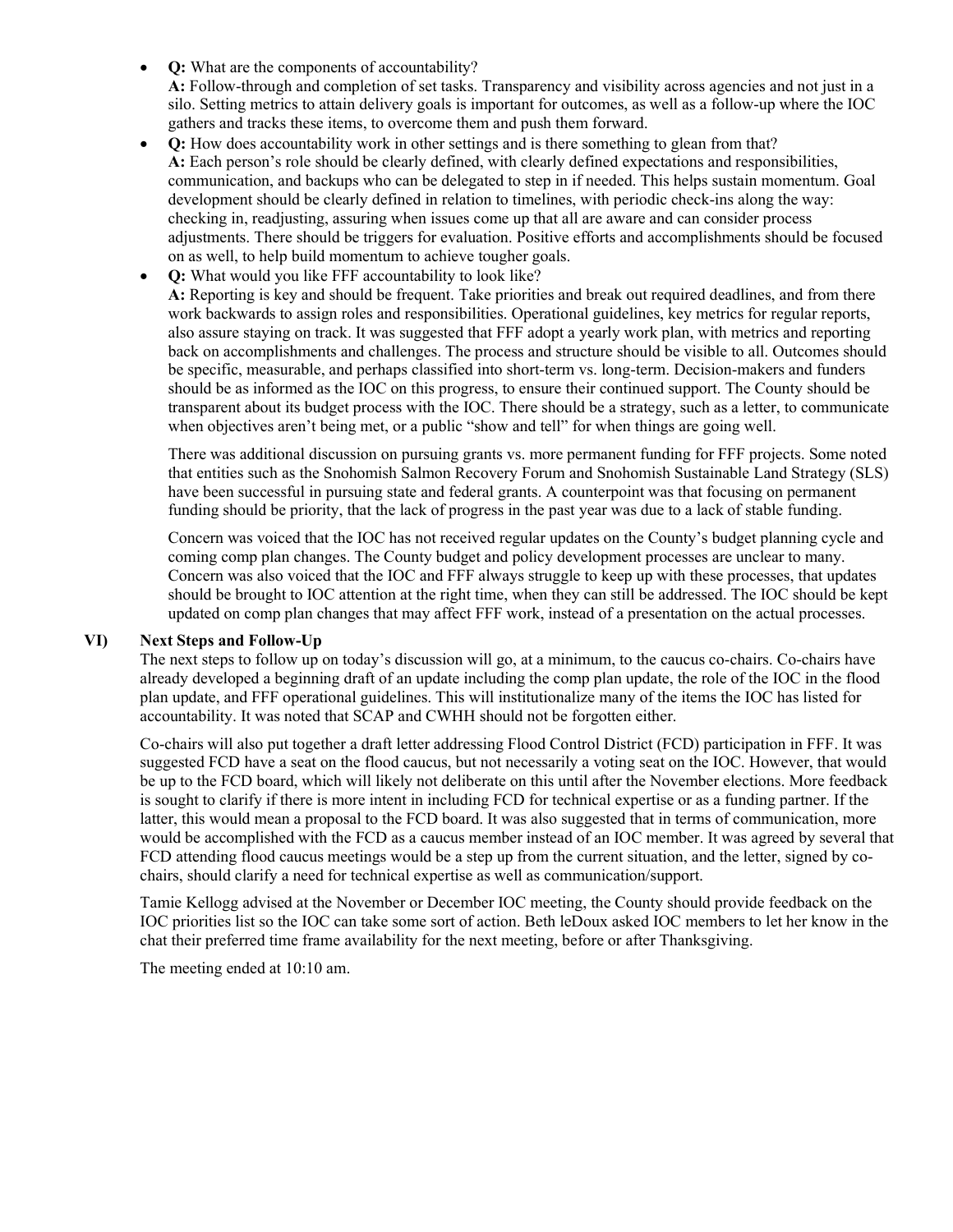- **Q:** What are the components of accountability?
  **A:** Follow-through and completion of set tasks. Transparency and visibility across agencies and not just in a silo. Setting metrics to attain delivery goals is important for outcomes, as well as a follow-up where the IOC gathers and tracks these items, to overcome them and push them forward.
- **Q:** How does accountability work in other settings and is there something to glean from that?
  **A:** Each person's role should be clearly defined, with clearly defined expectations and responsibilities, communication, and backups who can be delegated to step in if needed. This helps sustain momentum. Goal development should be clearly defined in relation to timelines, with periodic check-ins along the way: checking in, readjusting, assuring when issues come up that all are aware and can consider process adjustments. There should be triggers for evaluation. Positive efforts and accomplishments should be focused on as well, to help build momentum to achieve tougher goals.
- **Q:** What would you like FFF accountability to look like?
  **A:** Reporting is key and should be frequent. Take priorities and break out required deadlines, and from there work backwards to assign roles and responsibilities. Operational guidelines, key metrics for regular reports, also assure staying on track. It was suggested that FFF adopt a yearly work plan, with metrics and reporting back on accomplishments and challenges. The process and structure should be visible to all. Outcomes should be specific, measurable, and perhaps classified into short-term vs. long-term. Decision-makers and funders should be as informed as the IOC on this progress, to ensure their continued support. The County should be transparent about its budget process with the IOC. There should be a strategy, such as a letter, to communicate when objectives aren't being met, or a public "show and tell" for when things are going well.

  There was additional discussion on pursuing grants vs. more permanent funding for FFF projects. Some noted that entities such as the Snohomish Salmon Recovery Forum and Snohomish Sustainable Land Strategy (SLS) have been successful in pursuing state and federal grants. A counterpoint was that focusing on permanent funding should be priority, that the lack of progress in the past year was due to a lack of stable funding.

  Concern was voiced that the IOC has not received regular updates on the County's budget planning cycle and coming comp plan changes. The County budget and policy development processes are unclear to many. Concern was also voiced that the IOC and FFF always struggle to keep up with these processes, that updates should be brought to IOC attention at the right time, when they can still be addressed. The IOC should be kept updated on comp plan changes that may affect FFF work, instead of a presentation on the actual processes.

## VI) Next Steps and Follow-Up

The next steps to follow up on today's discussion will go, at a minimum, to the caucus co-chairs. Co-chairs have already developed a beginning draft of an update including the comp plan update, the role of the IOC in the flood plan update, and FFF operational guidelines. This will institutionalize many of the items the IOC has listed for accountability. It was noted that SCAP and CWHH should not be forgotten either.

Co-chairs will also put together a draft letter addressing Flood Control District (FCD) participation in FFF. It was suggested FCD have a seat on the flood caucus, but not necessarily a voting seat on the IOC. However, that would be up to the FCD board, which will likely not deliberate on this until after the November elections. More feedback is sought to clarify if there is more intent in including FCD for technical expertise or as a funding partner. If the latter, this would mean a proposal to the FCD board. It was also suggested that in terms of communication, more would be accomplished with the FCD as a caucus member instead of an IOC member. It was agreed by several that FCD attending flood caucus meetings would be a step up from the current situation, and the letter, signed by co-chairs, should clarify a need for technical expertise as well as communication/support.

Tamie Kellogg advised at the November or December IOC meeting, the County should provide feedback on the IOC priorities list so the IOC can take some sort of action. Beth leDoux asked IOC members to let her know in the chat their preferred time frame availability for the next meeting, before or after Thanksgiving.

The meeting ended at 10:10 am.